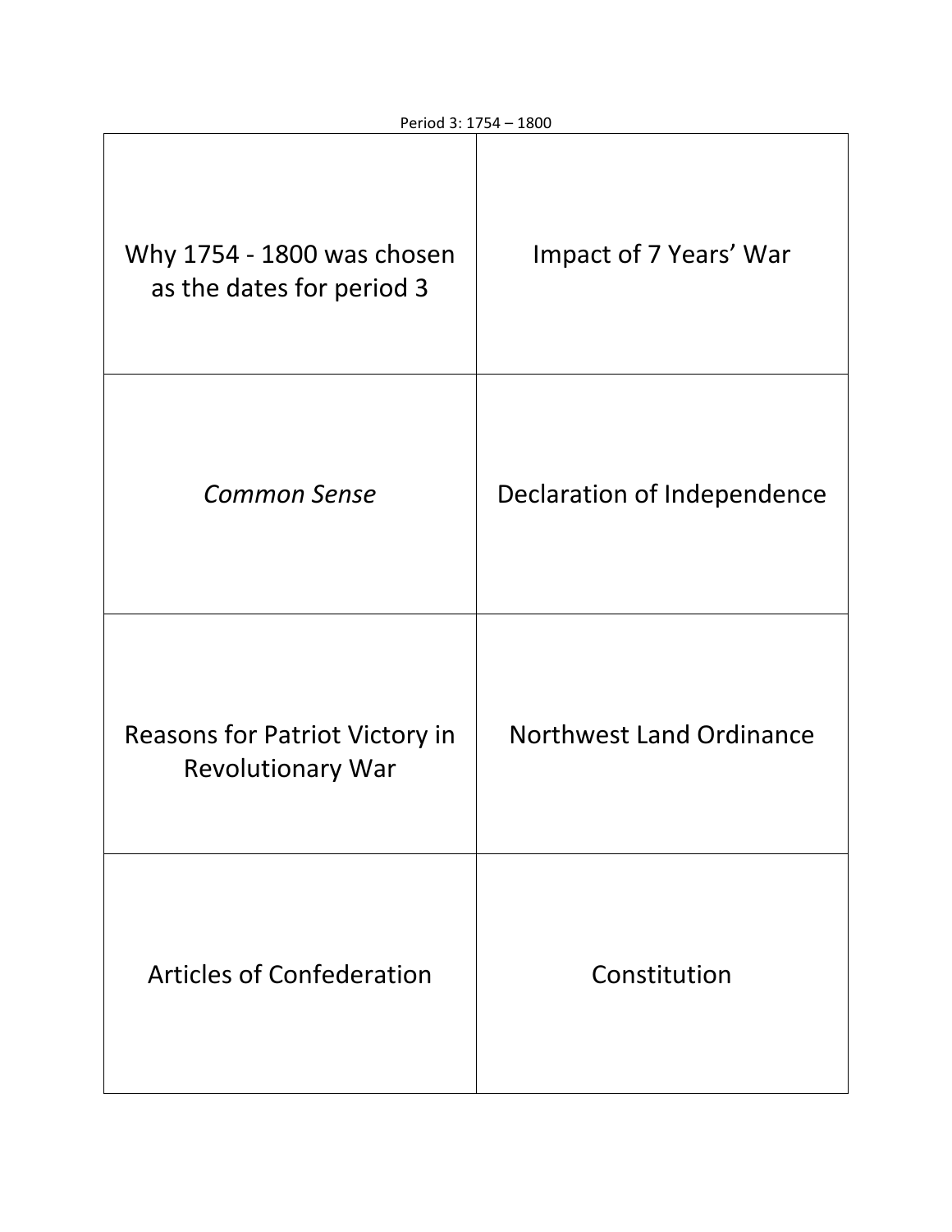Period 3: 1754 – 1800

| | |
|---|---|
| Why 1754 - 1800 was chosen as the dates for period 3 | Impact of 7 Years' War |
| *Common Sense* | Declaration of Independence |
| Reasons for Patriot Victory in Revolutionary War | Northwest Land Ordinance |
| Articles of Confederation | Constitution |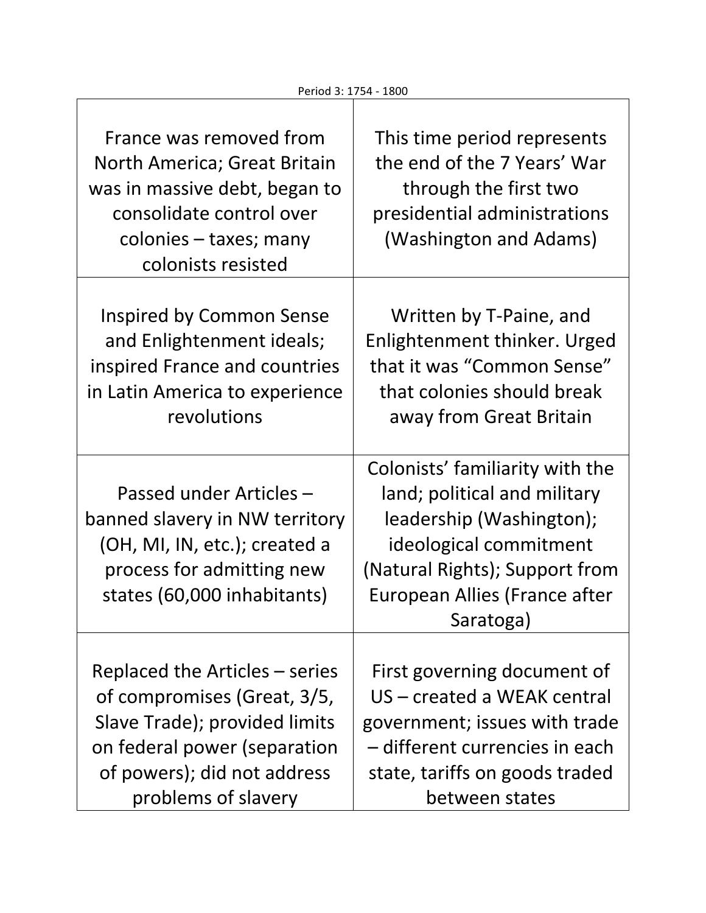Period 3: 1754 - 1800

| | |
|---|---|
| France was removed from North America; Great Britain was in massive debt, began to consolidate control over colonies – taxes; many colonists resisted | This time period represents the end of the 7 Years' War through the first two presidential administrations (Washington and Adams) |
| Inspired by Common Sense and Enlightenment ideals; inspired France and countries in Latin America to experience revolutions | Written by T-Paine, and Enlightenment thinker. Urged that it was "Common Sense" that colonies should break away from Great Britain |
| Passed under Articles – banned slavery in NW territory (OH, MI, IN, etc.); created a process for admitting new states (60,000 inhabitants) | Colonists' familiarity with the land; political and military leadership (Washington); ideological commitment (Natural Rights); Support from European Allies (France after Saratoga) |
| Replaced the Articles – series of compromises (Great, 3/5, Slave Trade); provided limits on federal power (separation of powers); did not address problems of slavery | First governing document of US – created a WEAK central government; issues with trade – different currencies in each state, tariffs on goods traded between states |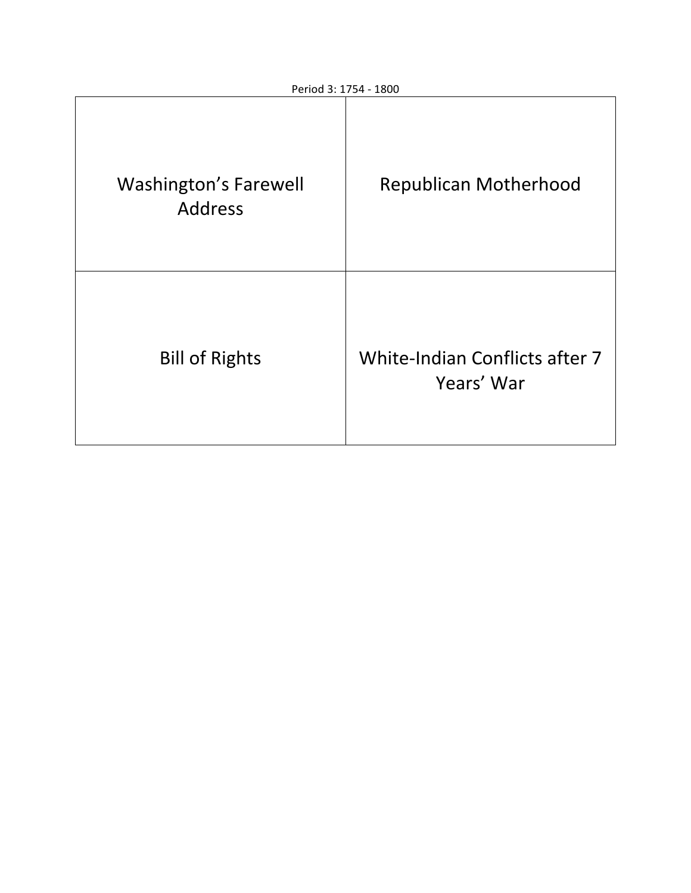Period 3: 1754 - 1800

| | |
|---|---|
| Washington's Farewell Address | Republican Motherhood |
| Bill of Rights | White-Indian Conflicts after 7 Years' War |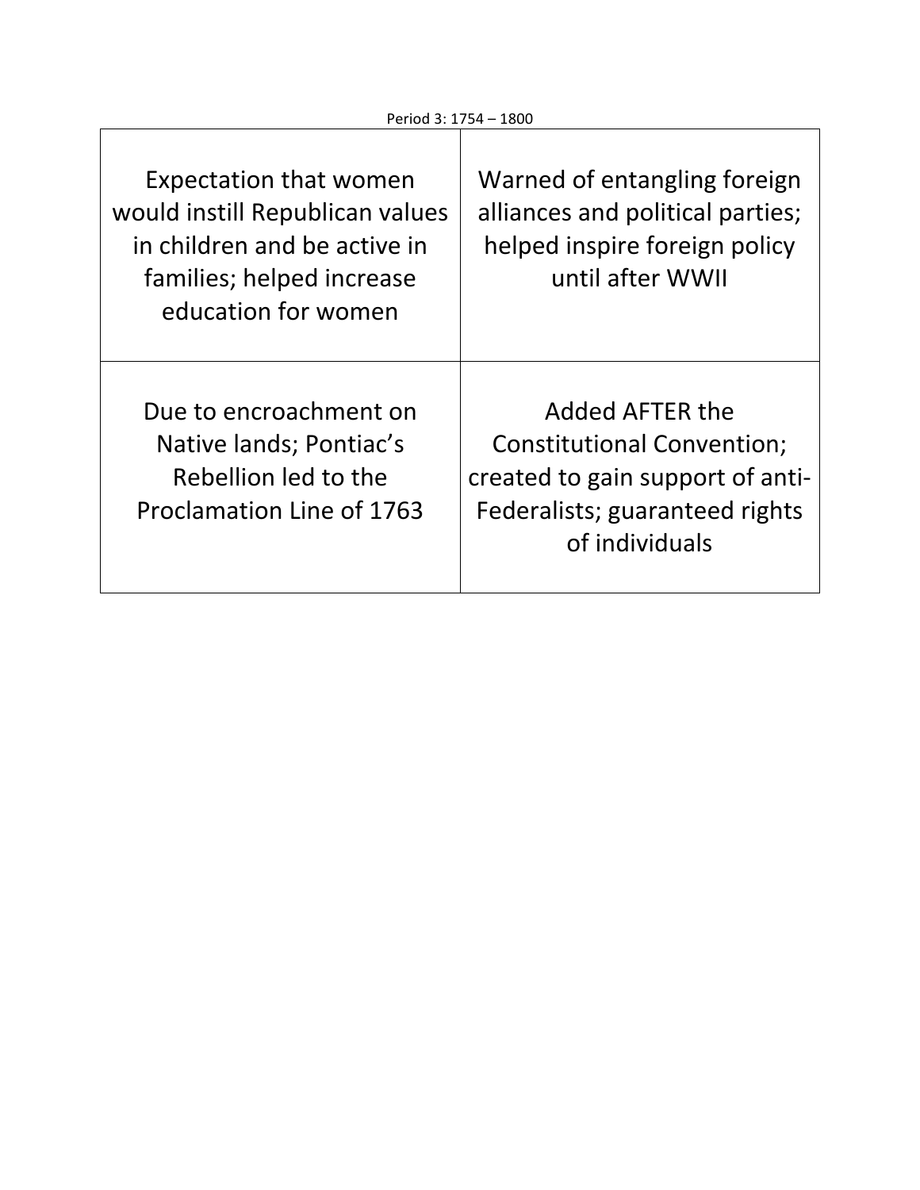Period 3: 1754 – 1800

| | |
|---|---|
| Expectation that women would instill Republican values in children and be active in families; helped increase education for women | Warned of entangling foreign alliances and political parties; helped inspire foreign policy until after WWII |
| Due to encroachment on Native lands; Pontiac's Rebellion led to the Proclamation Line of 1763 | Added AFTER the Constitutional Convention; created to gain support of anti-Federalists; guaranteed rights of individuals |